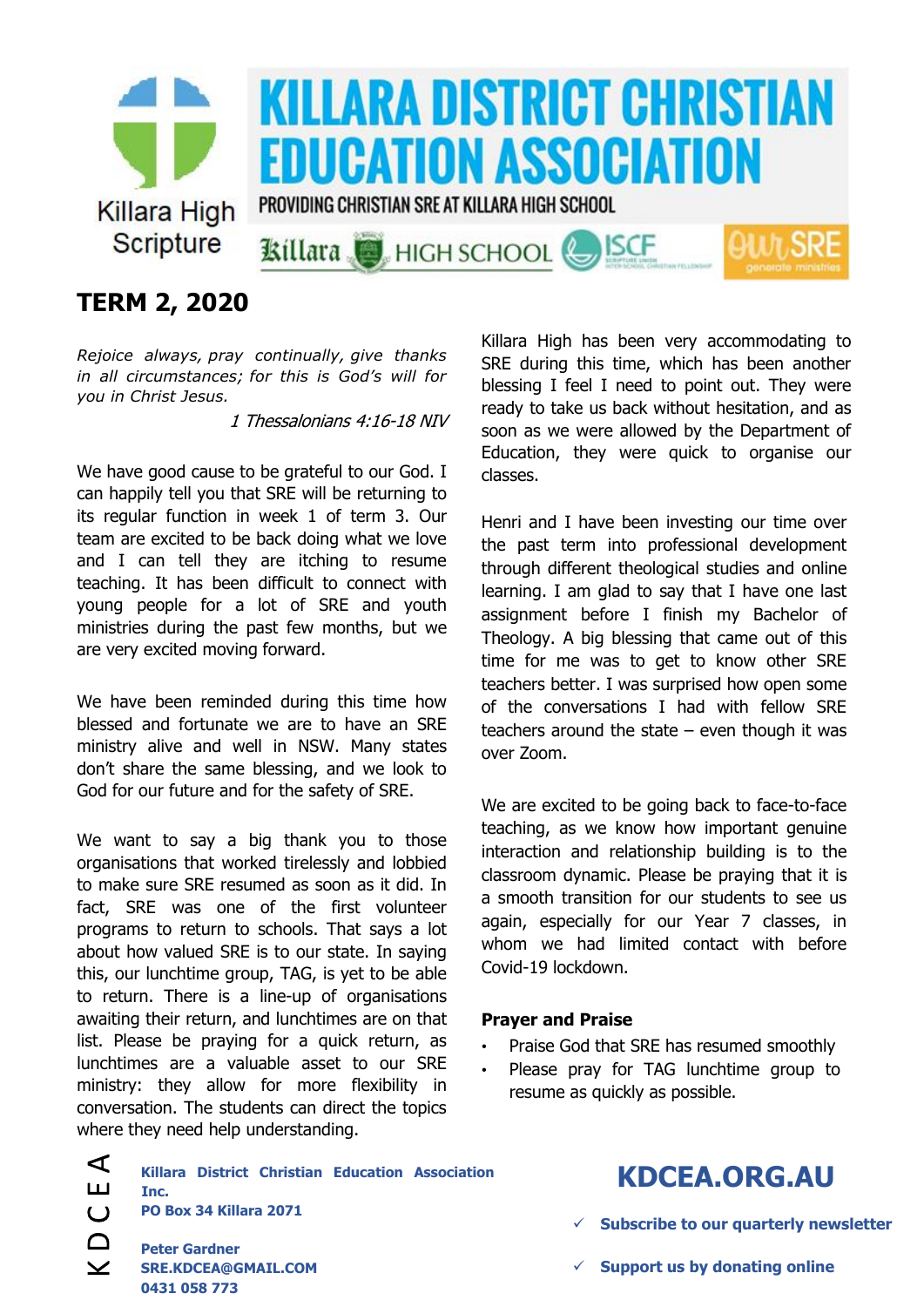Killara High Scripture

# KILLARA DISTRICT CHRISTIAN EDUCATION ASSOCIATION

PROVIDING CHRISTIAN SRE AT KILLARA HIGH SCHOOL

Killara HIGH SCHOOL ISCF OurSRE generate ministries

## TERM 2, 2020

*Rejoice always, pray continually, give thanks in all circumstances; for this is God's will for you in Christ Jesus.*

*1 Thessalonians 4:16-18 NIV*

We have good cause to be grateful to our God. I can happily tell you that SRE will be returning to its regular function in week 1 of term 3. Our team are excited to be back doing what we love and I can tell they are itching to resume teaching. It has been difficult to connect with young people for a lot of SRE and youth ministries during the past few months, but we are very excited moving forward.

We have been reminded during this time how blessed and fortunate we are to have an SRE ministry alive and well in NSW. Many states don't share the same blessing, and we look to God for our future and for the safety of SRE.

We want to say a big thank you to those organisations that worked tirelessly and lobbied to make sure SRE resumed as soon as it did. In fact, SRE was one of the first volunteer programs to return to schools. That says a lot about how valued SRE is to our state. In saying this, our lunchtime group, TAG, is yet to be able to return. There is a line-up of organisations awaiting their return, and lunchtimes are on that list. Please be praying for a quick return, as lunchtimes are a valuable asset to our SRE ministry: they allow for more flexibility in conversation. The students can direct the topics where they need help understanding.

Killara High has been very accommodating to SRE during this time, which has been another blessing I feel I need to point out. They were ready to take us back without hesitation, and as soon as we were allowed by the Department of Education, they were quick to organise our classes.

Henri and I have been investing our time over the past term into professional development through different theological studies and online learning. I am glad to say that I have one last assignment before I finish my Bachelor of Theology. A big blessing that came out of this time for me was to get to know other SRE teachers better. I was surprised how open some of the conversations I had with fellow SRE teachers around the state – even though it was over Zoom.

We are excited to be going back to face-to-face teaching, as we know how important genuine interaction and relationship building is to the classroom dynamic. Please be praying that it is a smooth transition for our students to see us again, especially for our Year 7 classes, in whom we had limited contact with before Covid-19 lockdown.

### Prayer and Praise

- Praise God that SRE has resumed smoothly
- Please pray for TAG lunchtime group to resume as quickly as possible.

KDCEA

**Killara District Christian Education Association Inc.**
**PO Box 34 Killara 2071**

**Peter Gardner**
**SRE.KDCEA@GMAIL.COM**
**0431 058 773**

## KDCEA.ORG.AU

- ✓ **Subscribe to our quarterly newsletter**
- ✓ **Support us by donating online**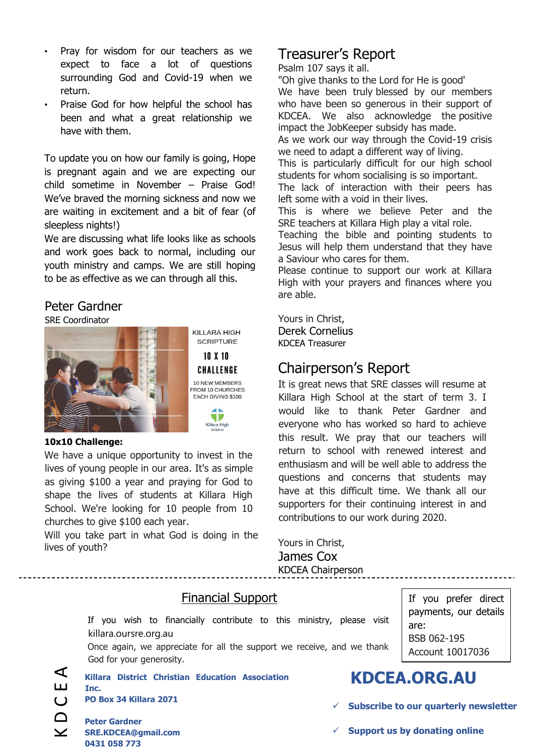- Pray for wisdom for our teachers as we expect to face a lot of questions surrounding God and Covid-19 when we return.
- Praise God for how helpful the school has been and what a great relationship we have with them.

To update you on how our family is going, Hope is pregnant again and we are expecting our child sometime in November – Praise God! We've braved the morning sickness and now we are waiting in excitement and a bit of fear (of sleepless nights!)

We are discussing what life looks like as schools and work goes back to normal, including our youth ministry and camps. We are still hoping to be as effective as we can through all this.

## Peter Gardner

SRE Coordinator

KILLARA HIGH SCRIPTURE

10 X 10 CHALLENGE

10 NEW MEMBERS FROM 10 CHURCHES EACH GIVING $100

Killara High Scripture

**10x10 Challenge:**

We have a unique opportunity to invest in the lives of young people in our area. It's as simple as giving $100 a year and praying for God to shape the lives of students at Killara High School. We're looking for 10 people from 10 churches to give $100 each year.

Will you take part in what God is doing in the lives of youth?

## Treasurer's Report

Psalm 107 says it all.

"Oh give thanks to the Lord for He is good'

We have been truly blessed by our members who have been so generous in their support of KDCEA. We also acknowledge the positive impact the JobKeeper subsidy has made.

As we work our way through the Covid-19 crisis we need to adapt a different way of living.

This is particularly difficult for our high school students for whom socialising is so important.

The lack of interaction with their peers has left some with a void in their lives.

This is where we believe Peter and the SRE teachers at Killara High play a vital role.

Teaching the bible and pointing students to Jesus will help them understand that they have a Saviour who cares for them.

Please continue to support our work at Killara High with your prayers and finances where you are able.

Yours in Christ,

Derek Cornelius

KDCEA Treasurer

## Chairperson's Report

It is great news that SRE classes will resume at Killara High School at the start of term 3. I would like to thank Peter Gardner and everyone who has worked so hard to achieve this result. We pray that our teachers will return to school with renewed interest and enthusiasm and will be well able to address the questions and concerns that students may have at this difficult time. We thank all our supporters for their continuing interest in and contributions to our work during 2020.

Yours in Christ,

James Cox

KDCEA Chairperson

---

## Financial Support

If you wish to financially contribute to this ministry, please visit killara.oursre.org.au

Once again, we appreciate for all the support we receive, and we thank God for your generosity.

If you prefer direct payments, our details are:
BSB 062-195
Account 10017036

KDCEA

**Killara District Christian Education Association Inc.**
**PO Box 34 Killara 2071**

**Peter Gardner**
**SRE.KDCEA@gmail.com**
**0431 058 773**

**KDCEA.ORG.AU**

- ✓ **Subscribe to our quarterly newsletter**
- ✓ **Support us by donating online**